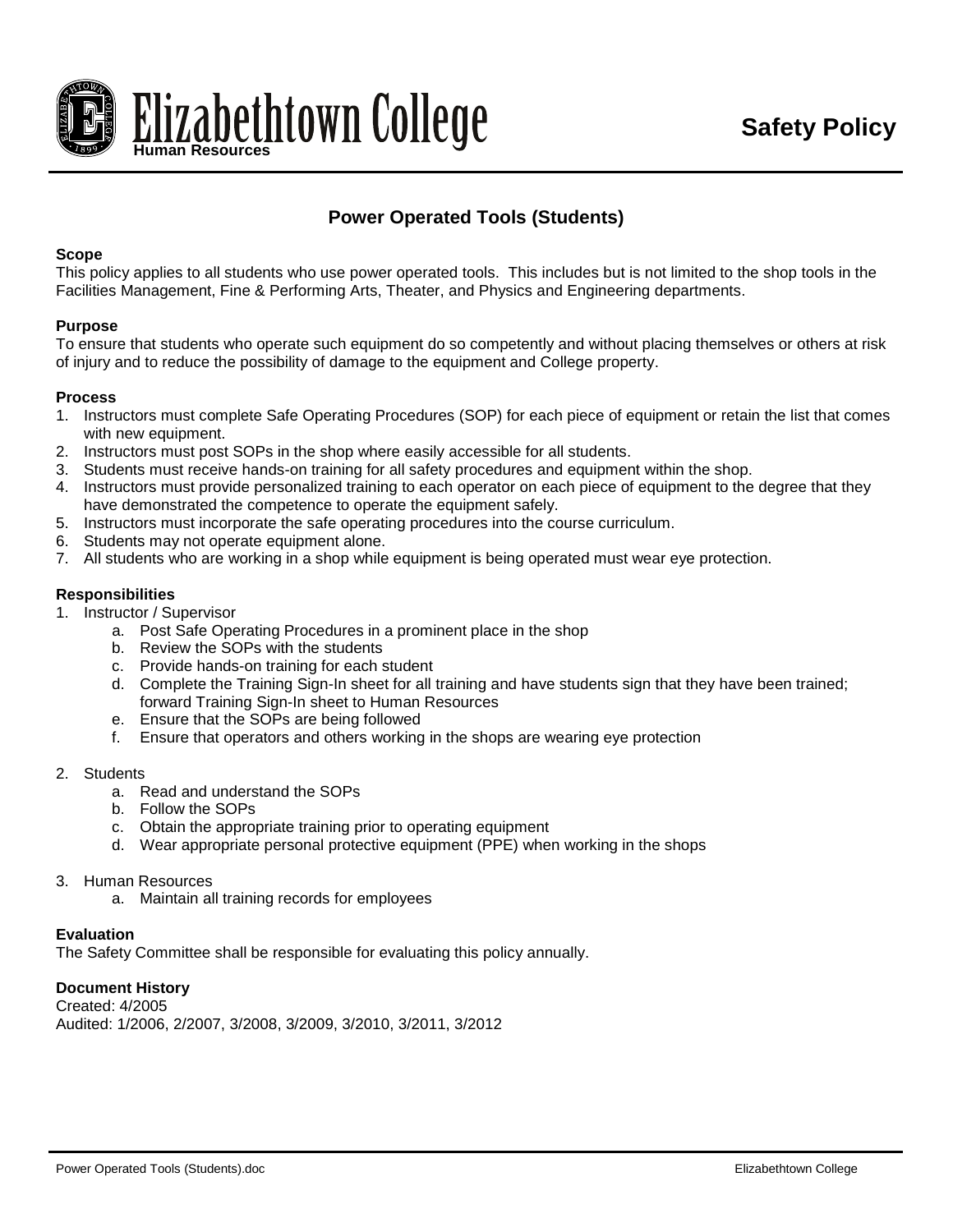# Elizabethtown College

**Human Resources**

**Safety Policy**

## Power Operated Tools (Students)

### Scope

This policy applies to all students who use power operated tools. This includes but is not limited to the shop tools in the Facilities Management, Fine & Performing Arts, Theater, and Physics and Engineering departments.

### Purpose

To ensure that students who operate such equipment do so competently and without placing themselves or others at risk of injury and to reduce the possibility of damage to the equipment and College property.

### Process

1. Instructors must complete Safe Operating Procedures (SOP) for each piece of equipment or retain the list that comes with new equipment.
2. Instructors must post SOPs in the shop where easily accessible for all students.
3. Students must receive hands-on training for all safety procedures and equipment within the shop.
4. Instructors must provide personalized training to each operator on each piece of equipment to the degree that they have demonstrated the competence to operate the equipment safely.
5. Instructors must incorporate the safe operating procedures into the course curriculum.
6. Students may not operate equipment alone.
7. All students who are working in a shop while equipment is being operated must wear eye protection.

### Responsibilities

1. Instructor / Supervisor
   a. Post Safe Operating Procedures in a prominent place in the shop
   b. Review the SOPs with the students
   c. Provide hands-on training for each student
   d. Complete the Training Sign-In sheet for all training and have students sign that they have been trained; forward Training Sign-In sheet to Human Resources
   e. Ensure that the SOPs are being followed
   f. Ensure that operators and others working in the shops are wearing eye protection

2. Students
   a. Read and understand the SOPs
   b. Follow the SOPs
   c. Obtain the appropriate training prior to operating equipment
   d. Wear appropriate personal protective equipment (PPE) when working in the shops

3. Human Resources
   a. Maintain all training records for employees

### Evaluation

The Safety Committee shall be responsible for evaluating this policy annually.

### Document History

Created: 4/2005
Audited: 1/2006, 2/2007, 3/2008, 3/2009, 3/2010, 3/2011, 3/2012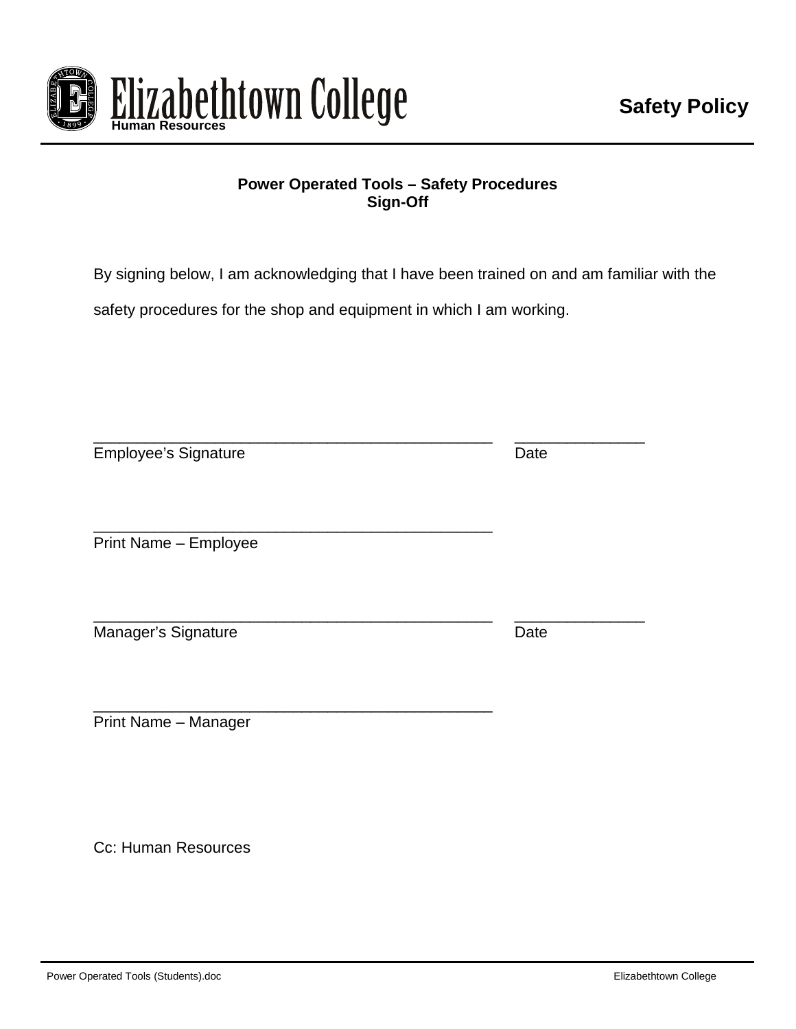## Power Operated Tools – Safety Procedures
## Sign-Off

By signing below, I am acknowledging that I have been trained on and am familiar with the safety procedures for the shop and equipment in which I am working.

_______________________________________________ ______________
Employee's Signature Date

_______________________________________________
Print Name – Employee

_______________________________________________ ______________
Manager's Signature Date

_______________________________________________
Print Name – Manager

Cc: Human Resources